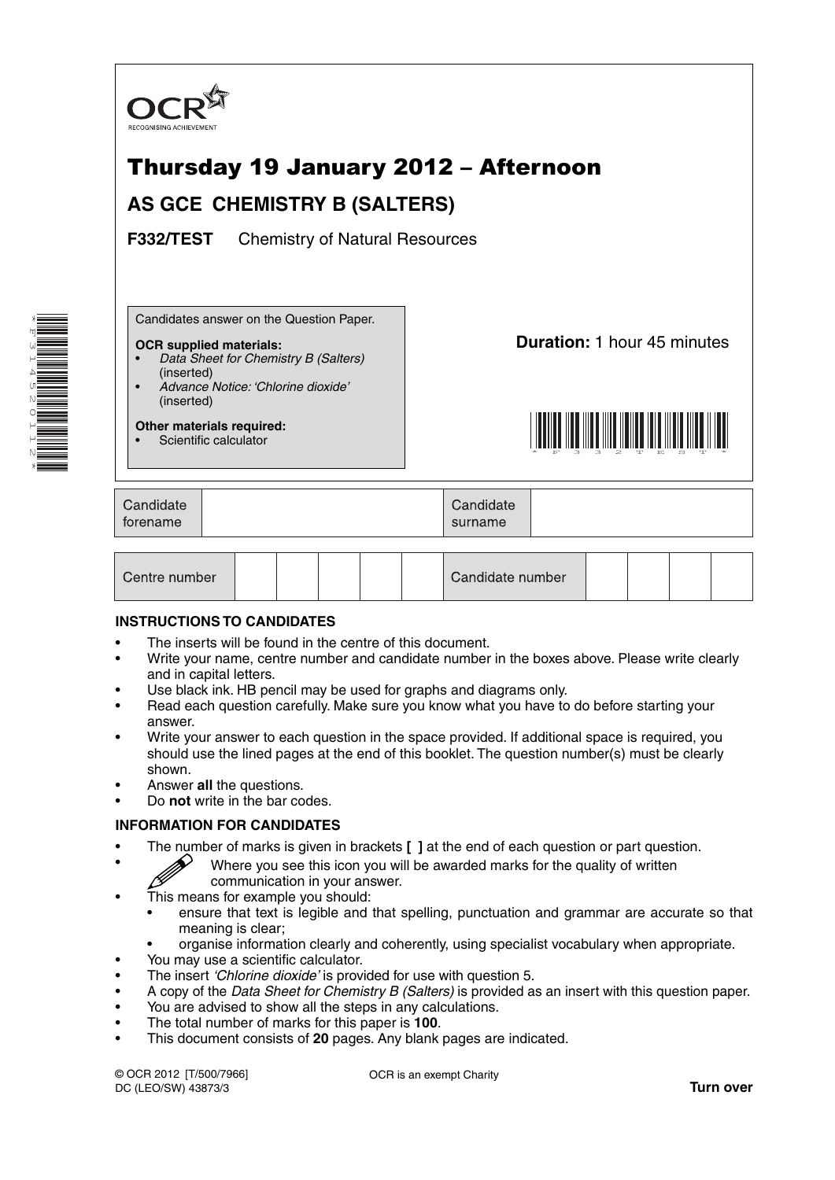OCR
RECOGNISING ACHIEVEMENT

# Thursday 19 January 2012 – Afternoon

## AS GCE CHEMISTRY B (SALTERS)

**F332/TEST** Chemistry of Natural Resources

Candidates answer on the Question Paper.

**OCR supplied materials:**
- *Data Sheet for Chemistry B (Salters)* (inserted)
- *Advance Notice: 'Chlorine dioxide'* (inserted)

**Other materials required:**
- Scientific calculator

**Duration:** 1 hour 45 minutes

| Candidate forename | | Candidate surname | |
|---|---|---|---|

| Centre number | | | | | | Candidate number | | | | |
|---|---|---|---|---|---|---|---|---|---|---|

### INSTRUCTIONS TO CANDIDATES

- The inserts will be found in the centre of this document.
- Write your name, centre number and candidate number in the boxes above. Please write clearly and in capital letters.
- Use black ink. HB pencil may be used for graphs and diagrams only.
- Read each question carefully. Make sure you know what you have to do before starting your answer.
- Write your answer to each question in the space provided. If additional space is required, you should use the lined pages at the end of this booklet. The question number(s) must be clearly shown.
- Answer **all** the questions.
- Do **not** write in the bar codes.

### INFORMATION FOR CANDIDATES

- The number of marks is given in brackets **[ ]** at the end of each question or part question.
- Where you see this icon you will be awarded marks for the quality of written communication in your answer.
- This means for example you should:
  - ensure that text is legible and that spelling, punctuation and grammar are accurate so that meaning is clear;
  - organise information clearly and coherently, using specialist vocabulary when appropriate.
- You may use a scientific calculator.
- The insert *'Chlorine dioxide'* is provided for use with question 5.
- A copy of the *Data Sheet for Chemistry B (Salters)* is provided as an insert with this question paper.
- You are advised to show all the steps in any calculations.
- The total number of marks for this paper is **100**.
- This document consists of **20** pages. Any blank pages are indicated.

© OCR 2012 [T/500/7966]
DC (LEO/SW) 43873/3

OCR is an exempt Charity

**Turn over**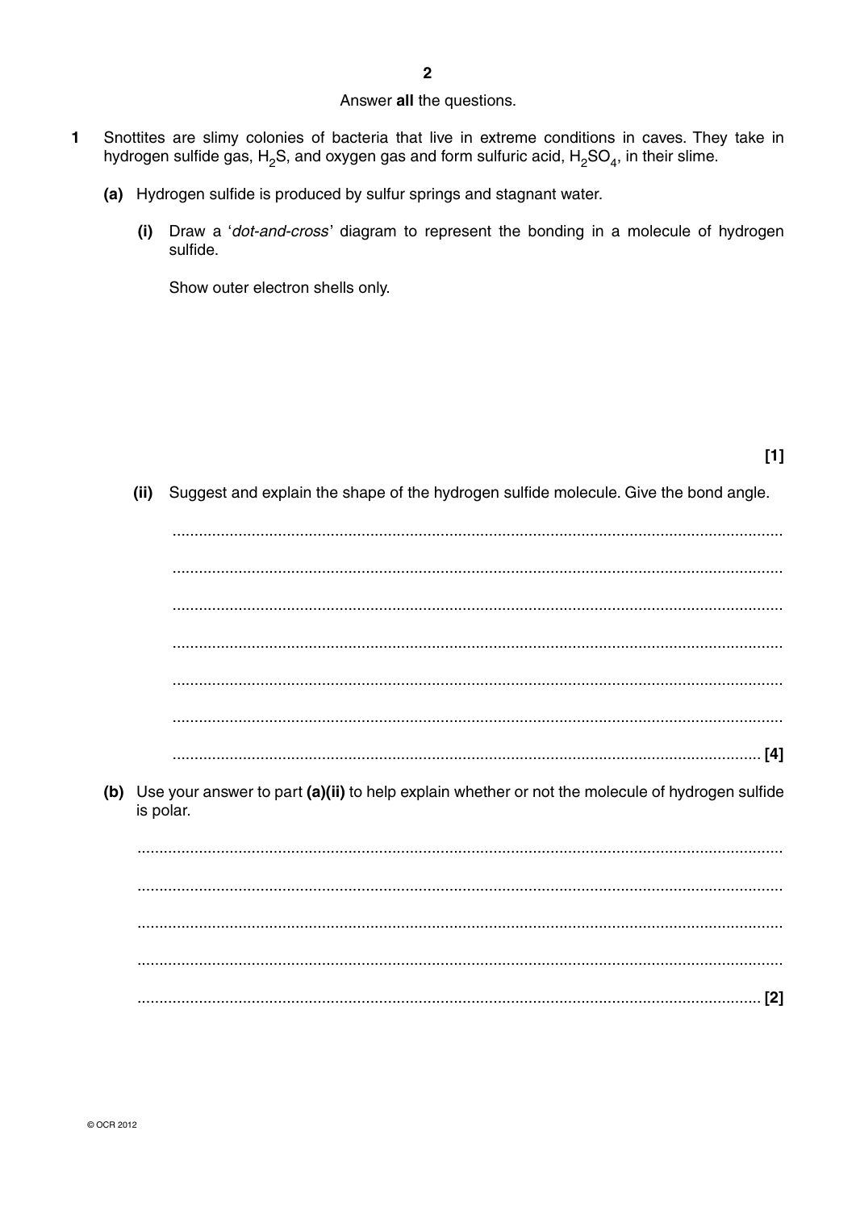Answer **all** the questions.

**1** Snottites are slimy colonies of bacteria that live in extreme conditions in caves. They take in hydrogen sulfide gas, $H_2S$, and oxygen gas and form sulfuric acid, $H_2SO_4$, in their slime.

**(a)** Hydrogen sulfide is produced by sulfur springs and stagnant water.

**(i)** Draw a '*dot-and-cross*' diagram to represent the bonding in a molecule of hydrogen sulfide.

Show outer electron shells only.

**[1]**

**(ii)** Suggest and explain the shape of the hydrogen sulfide molecule. Give the bond angle.

..........................................................................................................................................

..........................................................................................................................................

..........................................................................................................................................

..........................................................................................................................................

..........................................................................................................................................

..........................................................................................................................................

.................................................................................................................................... **[4]**

**(b)** Use your answer to part **(a)(ii)** to help explain whether or not the molecule of hydrogen sulfide is polar.

..........................................................................................................................................

..........................................................................................................................................

..........................................................................................................................................

..........................................................................................................................................

.................................................................................................................................... **[2]**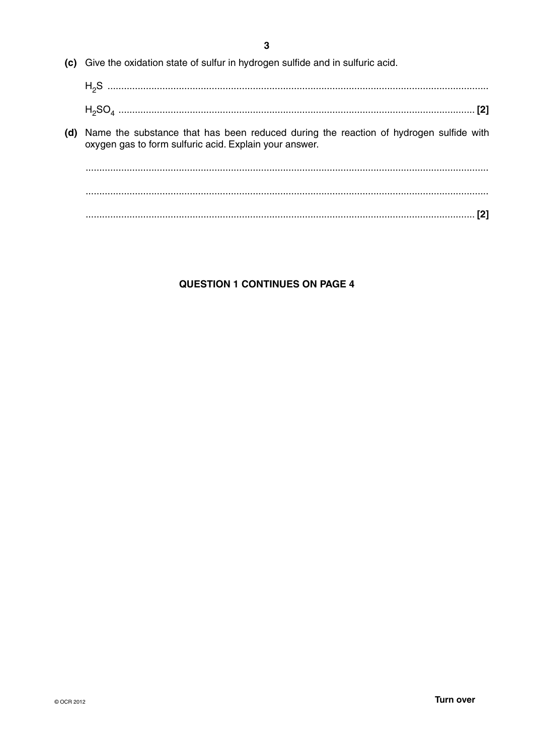**(c)** Give the oxidation state of sulfur in hydrogen sulfide and in sulfuric acid.

$H_2S$ ..........................................................................................................................................

$H_2SO_4$ .................................................................................................................................. **[2]**

**(d)** Name the substance that has been reduced during the reaction of hydrogen sulfide with oxygen gas to form sulfuric acid. Explain your answer.

...................................................................................................................................................

...................................................................................................................................................

.............................................................................................................................................. **[2]**

**QUESTION 1 CONTINUES ON PAGE 4**

© OCR 2012

**Turn over**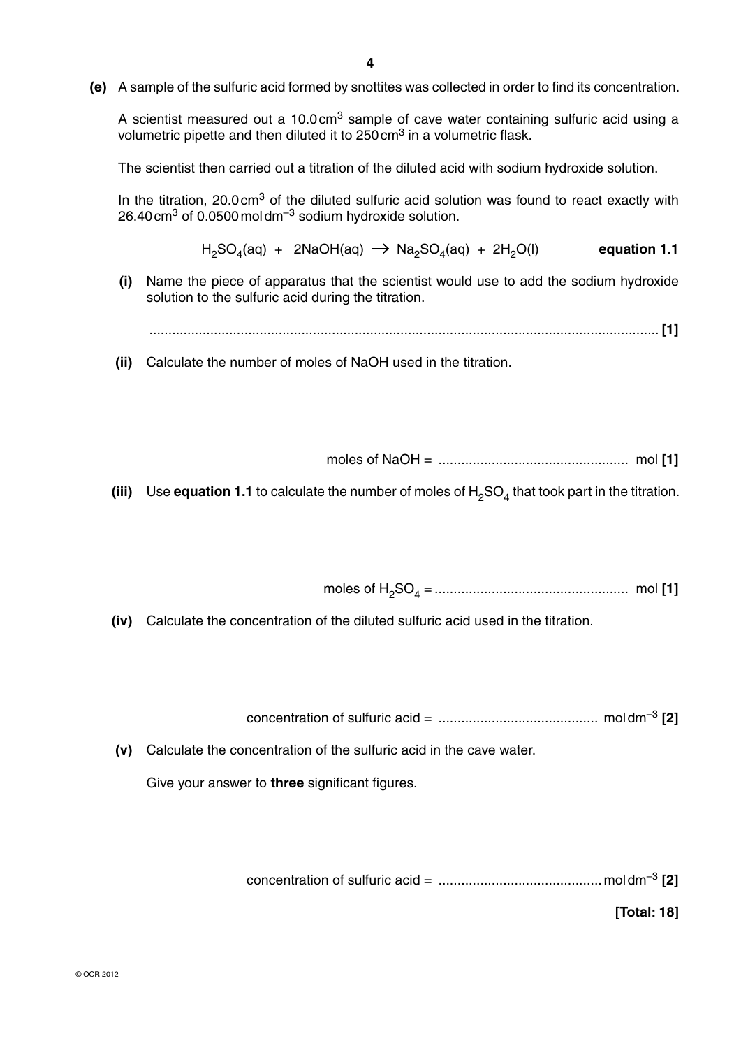**(e)** A sample of the sulfuric acid formed by snottites was collected in order to find its concentration.

A scientist measured out a 10.0 $cm^3$ sample of cave water containing sulfuric acid using a volumetric pipette and then diluted it to 250 $cm^3$ in a volumetric flask.

The scientist then carried out a titration of the diluted acid with sodium hydroxide solution.

In the titration, 20.0 $cm^3$ of the diluted sulfuric acid solution was found to react exactly with 26.40 $cm^3$ of 0.0500 mol $dm^{-3}$ sodium hydroxide solution.

$$H_2SO_4(aq) + 2NaOH(aq) \rightarrow Na_2SO_4(aq) + 2H_2O(l) \qquad \textbf{equation 1.1}$$

**(i)** Name the piece of apparatus that the scientist would use to add the sodium hydroxide solution to the sulfuric acid during the titration.

........................................................................................................................................ **[1]**

**(ii)** Calculate the number of moles of NaOH used in the titration.

moles of NaOH = .................................................. mol **[1]**

**(iii)** Use **equation 1.1** to calculate the number of moles of $H_2SO_4$ that took part in the titration.

moles of $H_2SO_4$ = .................................................. mol **[1]**

**(iv)** Calculate the concentration of the diluted sulfuric acid used in the titration.

concentration of sulfuric acid = .......................................... mol $dm^{-3}$ **[2]**

**(v)** Calculate the concentration of the sulfuric acid in the cave water.

Give your answer to **three** significant figures.

concentration of sulfuric acid = .......................................... mol $dm^{-3}$ **[2]**

**[Total: 18]**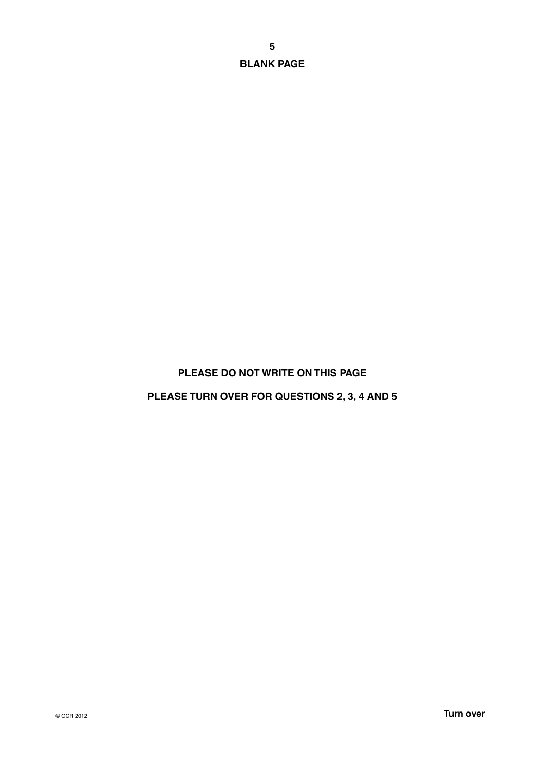**BLANK PAGE**

**PLEASE DO NOT WRITE ON THIS PAGE**

**PLEASE TURN OVER FOR QUESTIONS 2, 3, 4 AND 5**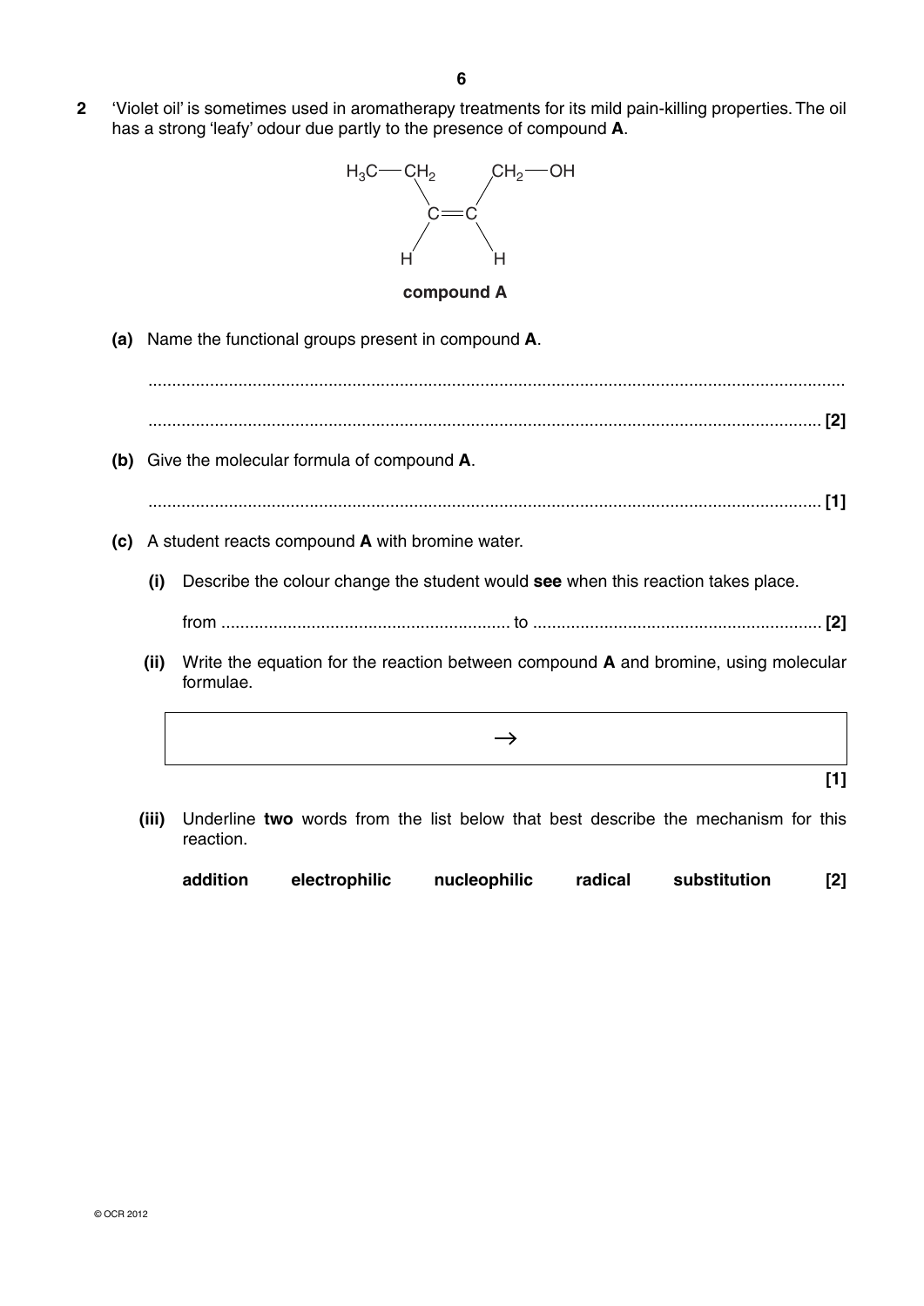**2** 'Violet oil' is sometimes used in aromatherapy treatments for its mild pain-killing properties. The oil has a strong 'leafy' odour due partly to the presence of compound **A**.

$$\begin{array}{ccc} H_3C{-}CH_2 & & CH_2{-}OH \\ \diagdown & & \diagup \\ & C{=}C & \\ \diagup & & \diagdown \\ H & & H \end{array}$$

**compound A**

**(a)** Name the functional groups present in compound **A**.

.................................................................................................................................................

............................................................................................................................................ **[2]**

**(b)** Give the molecular formula of compound **A**.

............................................................................................................................................ **[1]**

**(c)** A student reacts compound **A** with bromine water.

**(i)** Describe the colour change the student would **see** when this reaction takes place.

from ............................................................ to ............................................................ **[2]**

**(ii)** Write the equation for the reaction between compound **A** and bromine, using molecular formulae.

$$\rightarrow$$

**[1]**

**(iii)** Underline **two** words from the list below that best describe the mechanism for this reaction.

**addition** **electrophilic** **nucleophilic** **radical** **substitution** **[2]**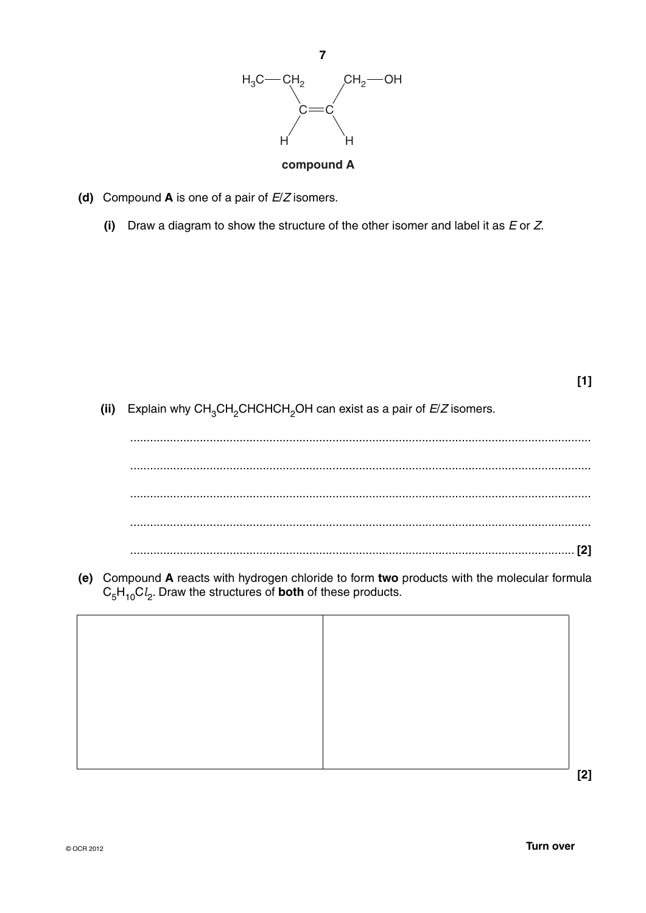$$
\begin{array}{ccc}
H_3C{-}CH_2 & & CH_2{-}OH \\
\quad\backslash & & / \\
 & C{=}C & \\
\quad / & & \backslash \\
H & & H
\end{array}
$$

**compound A**

**(d)** Compound **A** is one of a pair of *E*/*Z* isomers.

**(i)** Draw a diagram to show the structure of the other isomer and label it as *E* or *Z*.

**[1]**

**(ii)** Explain why $CH_3CH_2CHCHCH_2OH$ can exist as a pair of *E*/*Z* isomers.

..........................................................................................................................................

..........................................................................................................................................

..........................................................................................................................................

..........................................................................................................................................

.................................................................................................................................... **[2]**

**(e)** Compound **A** reacts with hydrogen chloride to form **two** products with the molecular formula $C_5H_{10}Cl_2$. Draw the structures of **both** of these products.

| | |
|---|---|
| | |

**[2]**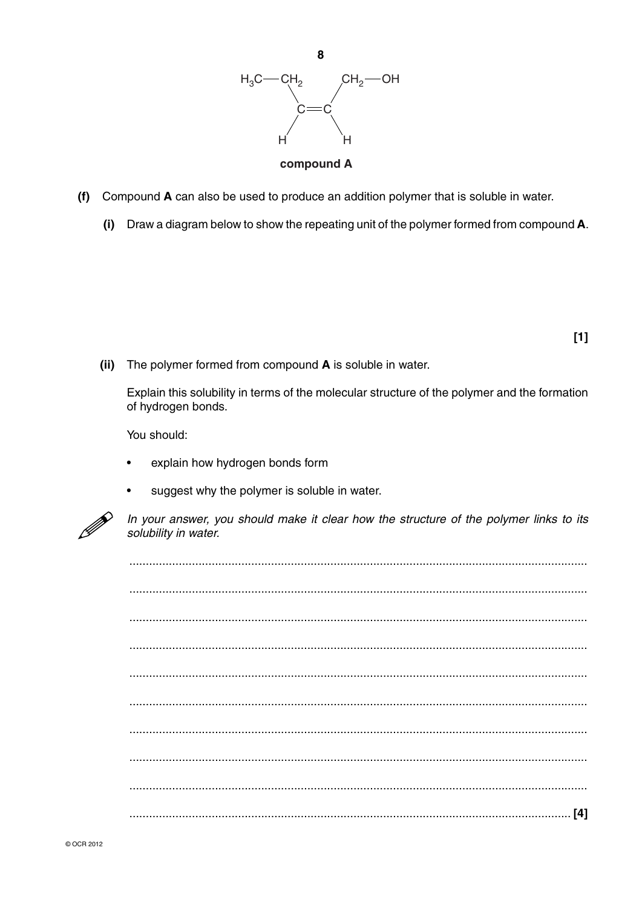$$
\begin{array}{ccc}
H_3C—CH_2 & & CH_2—OH \\
\quad\quad\backslash & & / \\
& C{=}C & \\
\quad\quad / & & \backslash \\
H & & H
\end{array}
$$

**compound A**

**(f)** Compound **A** can also be used to produce an addition polymer that is soluble in water.

**(i)** Draw a diagram below to show the repeating unit of the polymer formed from compound **A**.

**[1]**

**(ii)** The polymer formed from compound **A** is soluble in water.

Explain this solubility in terms of the molecular structure of the polymer and the formation of hydrogen bonds.

You should:

- explain how hydrogen bonds form
- suggest why the polymer is soluble in water.

*In your answer, you should make it clear how the structure of the polymer links to its solubility in water.*

..........................................................................................................................................

..........................................................................................................................................

..........................................................................................................................................

..........................................................................................................................................

..........................................................................................................................................

..........................................................................................................................................

..........................................................................................................................................

..........................................................................................................................................

..........................................................................................................................................

.................................................................................................................................. **[4]**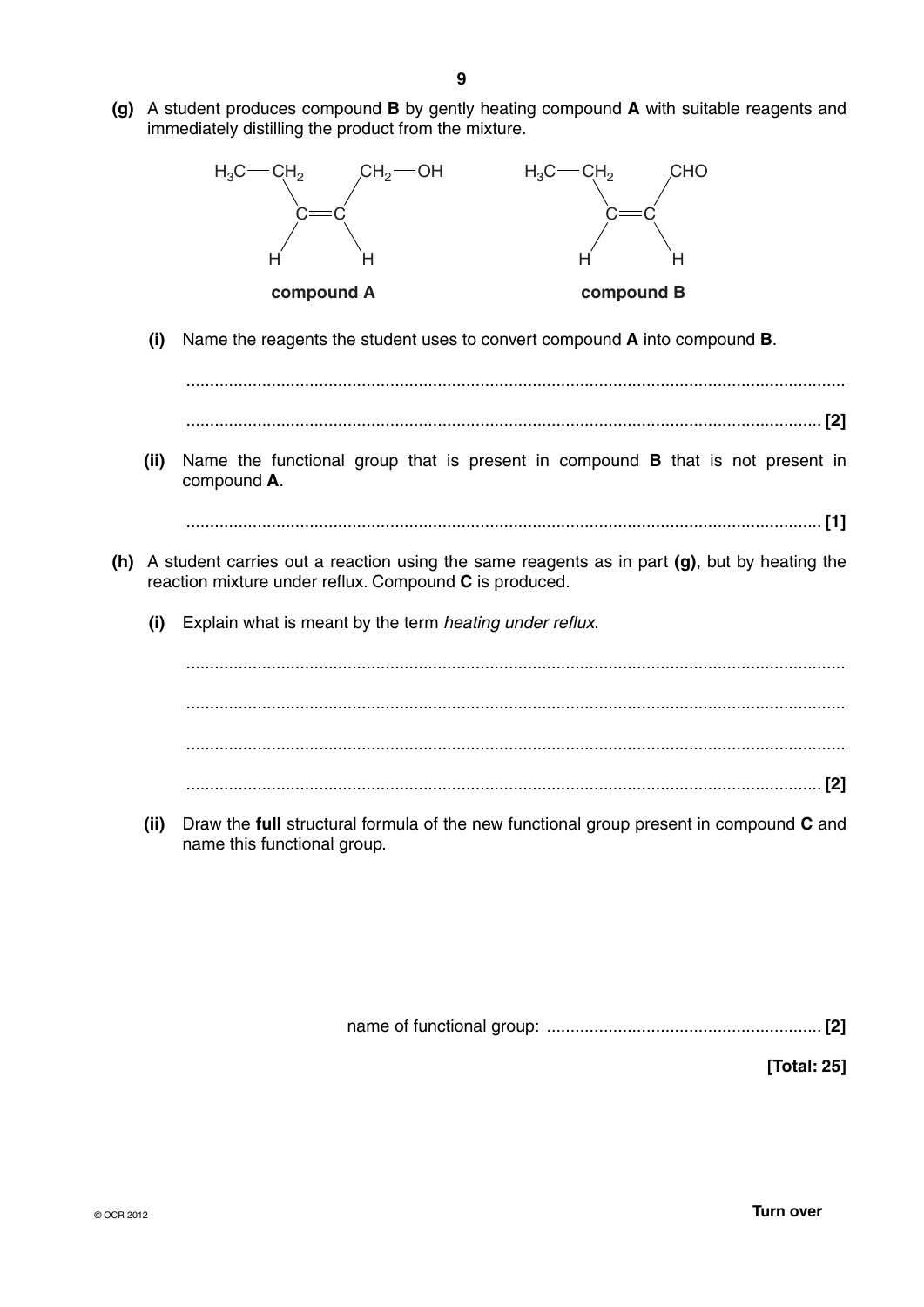**(g)** A student produces compound **B** by gently heating compound **A** with suitable reagents and immediately distilling the product from the mixture.

```
H3C — CH2         CH2 — OH          H3C — CH2         CHO
        \         /                         \         /
         C ═══ C                             C ═══ C
        /         \                         /         \
       H           H                       H           H

     compound A                          compound B
```

**compound A** &nbsp;&nbsp;&nbsp;&nbsp;&nbsp;&nbsp;&nbsp;&nbsp; **compound B**

**(i)** Name the reagents the student uses to convert compound **A** into compound **B**.

..........................................................................................................................................

.................................................................................................................................... **[2]**

**(ii)** Name the functional group that is present in compound **B** that is not present in compound **A**.

.................................................................................................................................... **[1]**

**(h)** A student carries out a reaction using the same reagents as in part **(g)**, but by heating the reaction mixture under reflux. Compound **C** is produced.

**(i)** Explain what is meant by the term *heating under reflux*.

..........................................................................................................................................

..........................................................................................................................................

..........................................................................................................................................

.................................................................................................................................... **[2]**

**(ii)** Draw the **full** structural formula of the new functional group present in compound **C** and name this functional group.

name of functional group: .......................................................... **[2]**

**[Total: 25]**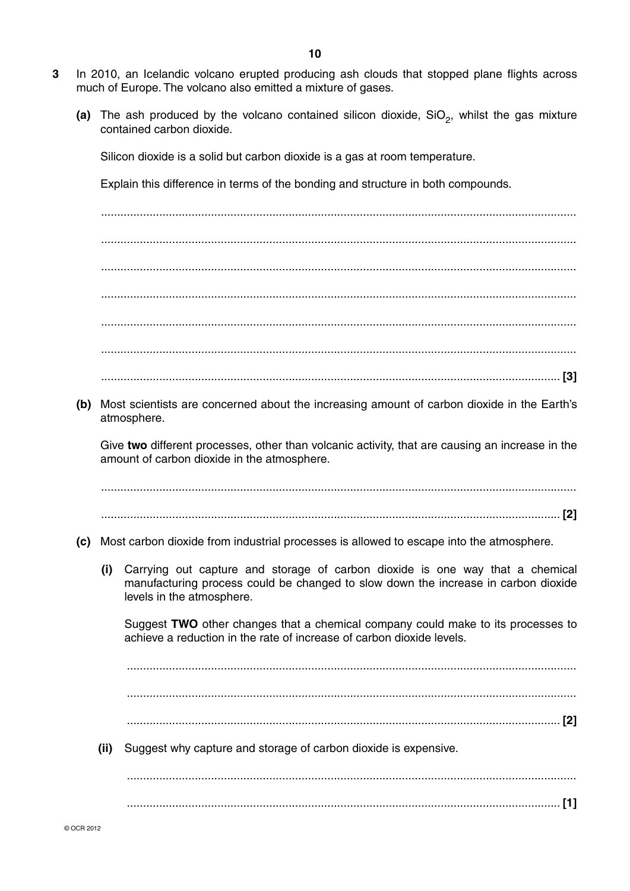**3** In 2010, an Icelandic volcano erupted producing ash clouds that stopped plane flights across much of Europe. The volcano also emitted a mixture of gases.

**(a)** The ash produced by the volcano contained silicon dioxide, $SiO_2$, whilst the gas mixture contained carbon dioxide.

Silicon dioxide is a solid but carbon dioxide is a gas at room temperature.

Explain this difference in terms of the bonding and structure in both compounds.

..........................................................................................................................................

..........................................................................................................................................

..........................................................................................................................................

..........................................................................................................................................

..........................................................................................................................................

..........................................................................................................................................

.................................................................................................................................... **[3]**

**(b)** Most scientists are concerned about the increasing amount of carbon dioxide in the Earth's atmosphere.

Give **two** different processes, other than volcanic activity, that are causing an increase in the amount of carbon dioxide in the atmosphere.

..........................................................................................................................................

.................................................................................................................................... **[2]**

**(c)** Most carbon dioxide from industrial processes is allowed to escape into the atmosphere.

**(i)** Carrying out capture and storage of carbon dioxide is one way that a chemical manufacturing process could be changed to slow down the increase in carbon dioxide levels in the atmosphere.

Suggest **TWO** other changes that a chemical company could make to its processes to achieve a reduction in the rate of increase of carbon dioxide levels.

..........................................................................................................................................

..........................................................................................................................................

.................................................................................................................................... **[2]**

**(ii)** Suggest why capture and storage of carbon dioxide is expensive.

..........................................................................................................................................

.................................................................................................................................... **[1]**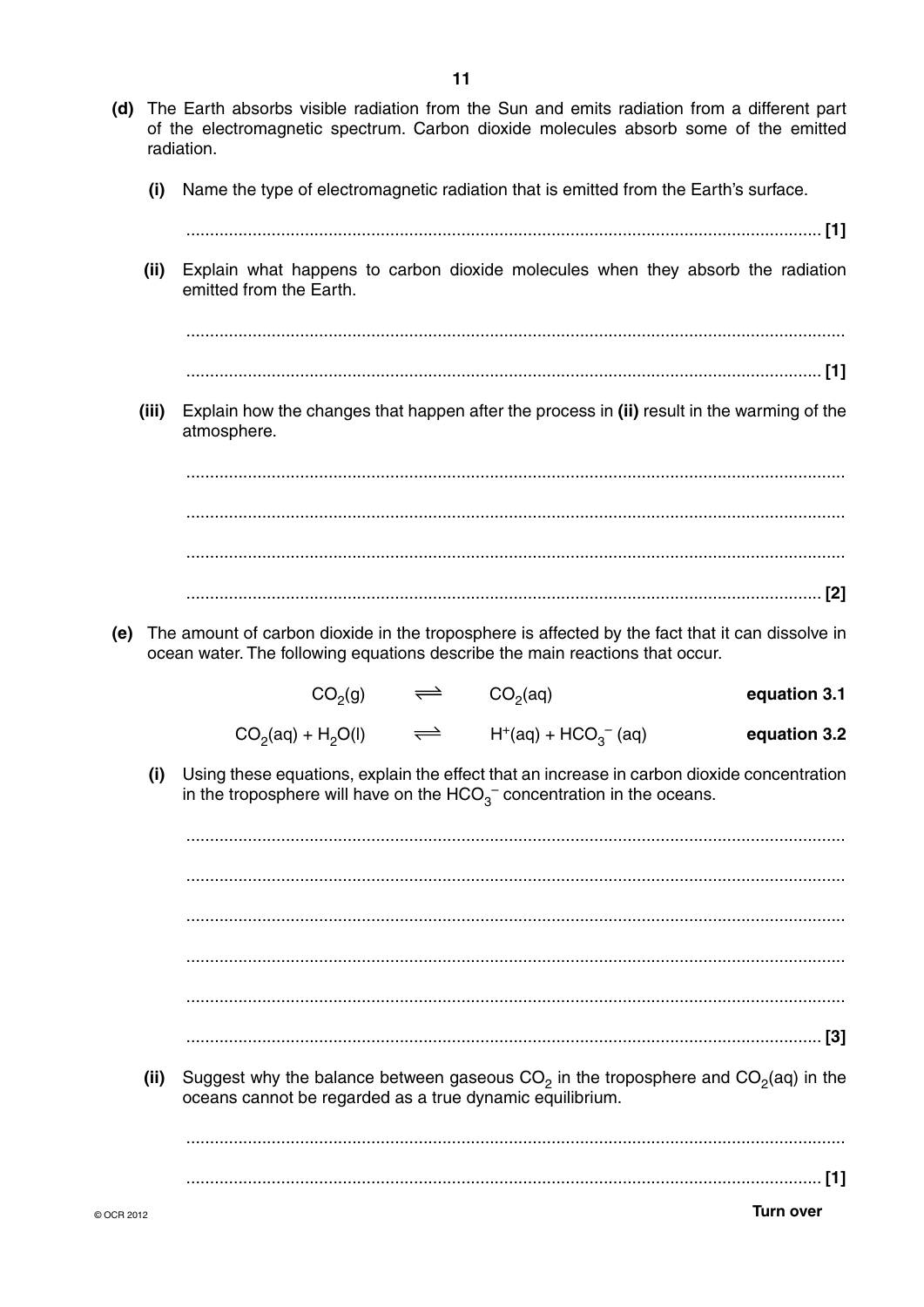**(d)** The Earth absorbs visible radiation from the Sun and emits radiation from a different part of the electromagnetic spectrum. Carbon dioxide molecules absorb some of the emitted radiation.

**(i)** Name the type of electromagnetic radiation that is emitted from the Earth's surface.

.......................................................................................................................................... **[1]**

**(ii)** Explain what happens to carbon dioxide molecules when they absorb the radiation emitted from the Earth.

..........................................................................................................................................

.......................................................................................................................................... **[1]**

**(iii)** Explain how the changes that happen after the process in **(ii)** result in the warming of the atmosphere.

..........................................................................................................................................

..........................................................................................................................................

..........................................................................................................................................

.......................................................................................................................................... **[2]**

**(e)** The amount of carbon dioxide in the troposphere is affected by the fact that it can dissolve in ocean water. The following equations describe the main reactions that occur.

$$CO_2(g) \rightleftharpoons CO_2(aq) \qquad \textbf{equation 3.1}$$

$$CO_2(aq) + H_2O(l) \rightleftharpoons H^+(aq) + HCO_3^-(aq) \qquad \textbf{equation 3.2}$$

**(i)** Using these equations, explain the effect that an increase in carbon dioxide concentration in the troposphere will have on the $HCO_3^-$ concentration in the oceans.

..........................................................................................................................................

..........................................................................................................................................

..........................................................................................................................................

..........................................................................................................................................

..........................................................................................................................................

.......................................................................................................................................... **[3]**

**(ii)** Suggest why the balance between gaseous $CO_2$ in the troposphere and $CO_2$(aq) in the oceans cannot be regarded as a true dynamic equilibrium.

..........................................................................................................................................

.......................................................................................................................................... **[1]**

**Turn over**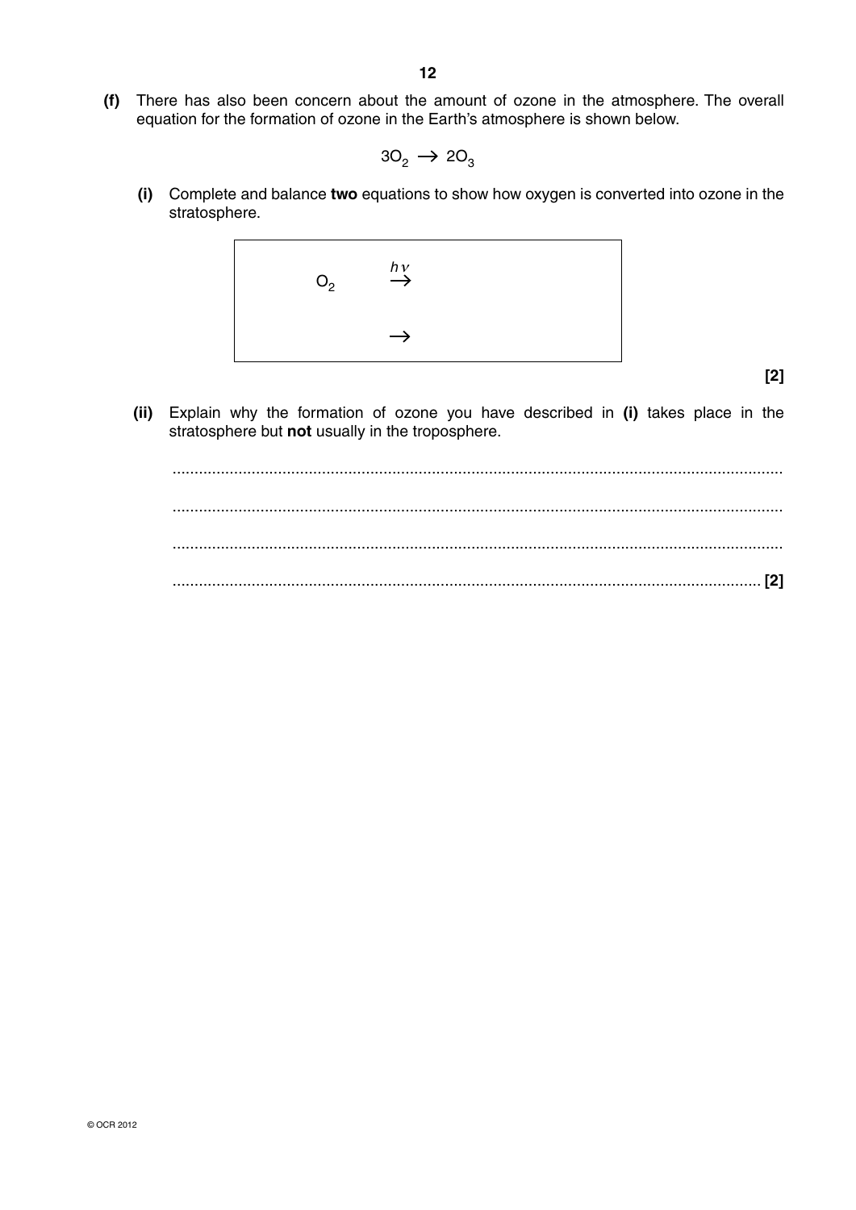**(f)** There has also been concern about the amount of ozone in the atmosphere. The overall equation for the formation of ozone in the Earth's atmosphere is shown below.

$$3O_2 \rightarrow 2O_3$$

**(i)** Complete and balance **two** equations to show how oxygen is converted into ozone in the stratosphere.

$$O_2 \xrightarrow{h\nu}$$

$$\rightarrow$$

**[2]**

**(ii)** Explain why the formation of ozone you have described in **(i)** takes place in the stratosphere but **not** usually in the troposphere.

...........................................................................................................................................

...........................................................................................................................................

...........................................................................................................................................

...................................................................................................................................... **[2]**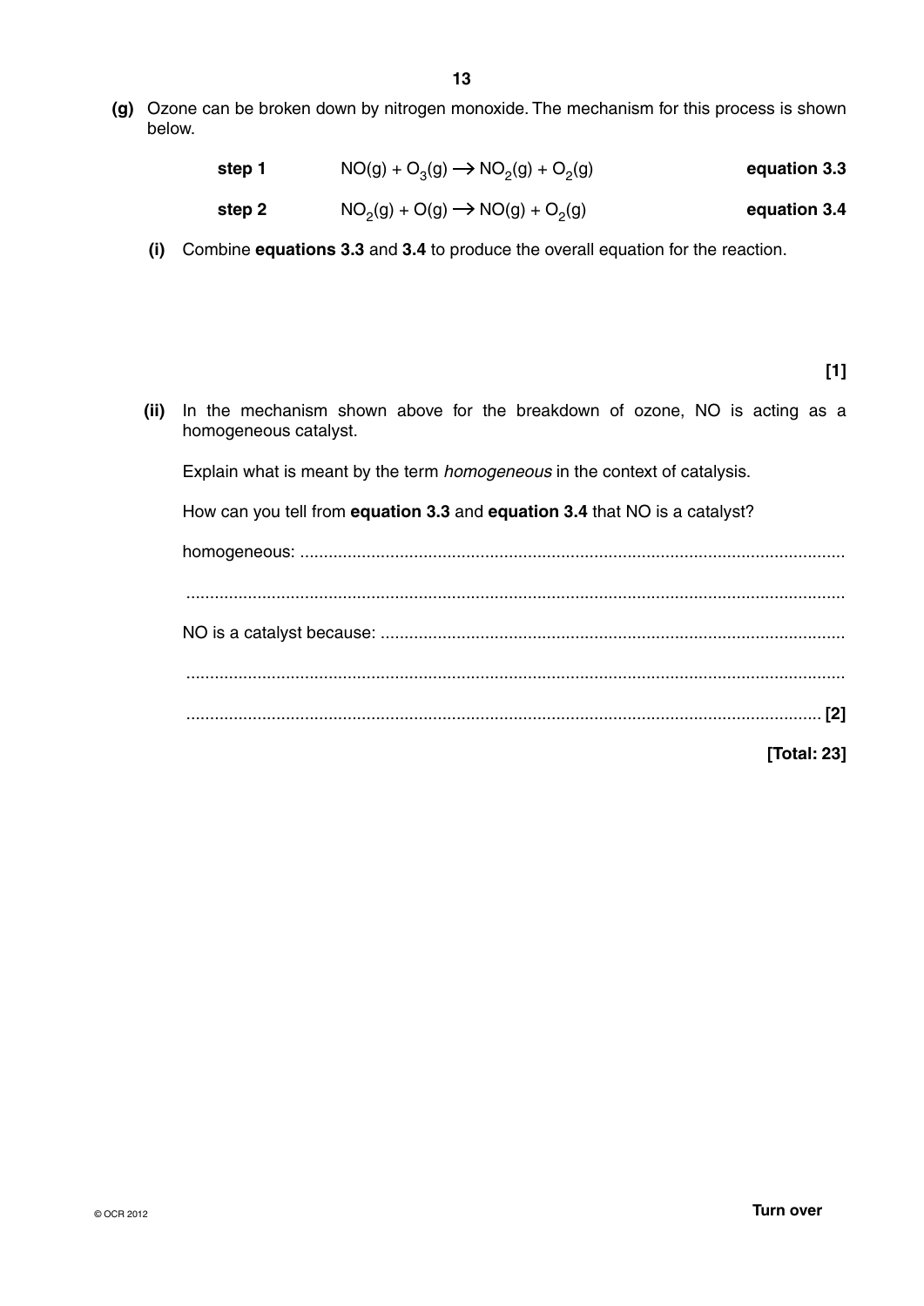**(g)** Ozone can be broken down by nitrogen monoxide. The mechanism for this process is shown below.

| | | |
|---|---|---|
| **step 1** | $NO(g) + O_3(g) \rightarrow NO_2(g) + O_2(g)$ | **equation 3.3** |
| **step 2** | $NO_2(g) + O(g) \rightarrow NO(g) + O_2(g)$ | **equation 3.4** |

**(i)** Combine **equations 3.3** and **3.4** to produce the overall equation for the reaction.

**[1]**

**(ii)** In the mechanism shown above for the breakdown of ozone, NO is acting as a homogeneous catalyst.

Explain what is meant by the term *homogeneous* in the context of catalysis.

How can you tell from **equation 3.3** and **equation 3.4** that NO is a catalyst?

homogeneous: ...................................................................................................................

...........................................................................................................................................

NO is a catalyst because: ..................................................................................................

...........................................................................................................................................

...................................................................................................................................... **[2]**

**[Total: 23]**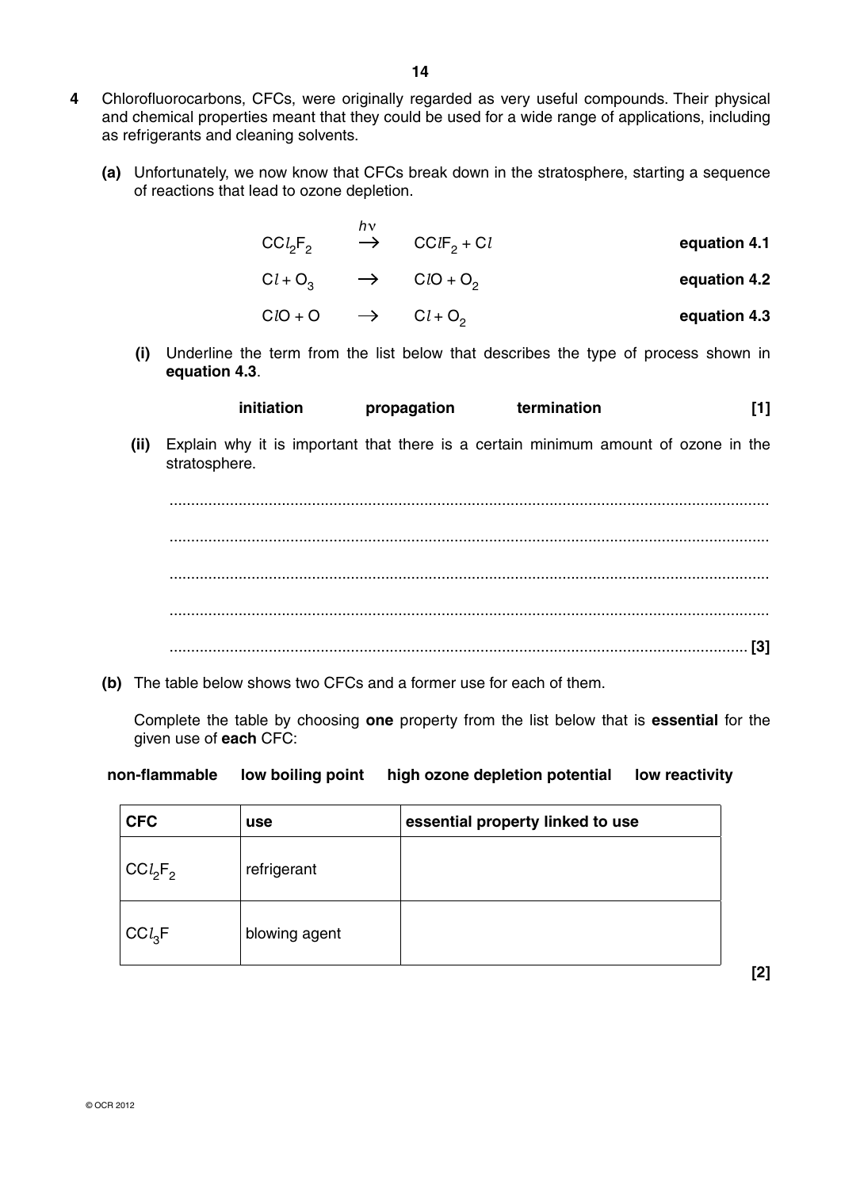**4** Chlorofluorocarbons, CFCs, were originally regarded as very useful compounds. Their physical and chemical properties meant that they could be used for a wide range of applications, including as refrigerants and cleaning solvents.

**(a)** Unfortunately, we now know that CFCs break down in the stratosphere, starting a sequence of reactions that lead to ozone depletion.

$$CCl_2F_2 \xrightarrow{h\nu} CClF_2 + Cl \qquad \textbf{equation 4.1}$$

$$Cl + O_3 \rightarrow ClO + O_2 \qquad \textbf{equation 4.2}$$

$$ClO + O \rightarrow Cl + O_2 \qquad \textbf{equation 4.3}$$

**(i)** Underline the term from the list below that describes the type of process shown in **equation 4.3**.

**initiation** **propagation** **termination** **[1]**

**(ii)** Explain why it is important that there is a certain minimum amount of ozone in the stratosphere.

..........................................................................................................................................

..........................................................................................................................................

..........................................................................................................................................

..........................................................................................................................................

.................................................................................................................................... **[3]**

**(b)** The table below shows two CFCs and a former use for each of them.

Complete the table by choosing **one** property from the list below that is **essential** for the given use of **each** CFC:

**non-flammable** **low boiling point** **high ozone depletion potential** **low reactivity**

| CFC | use | essential property linked to use |
|---|---|---|
| $CCl_2F_2$ | refrigerant | |
| $CCl_3F$ | blowing agent | |

**[2]**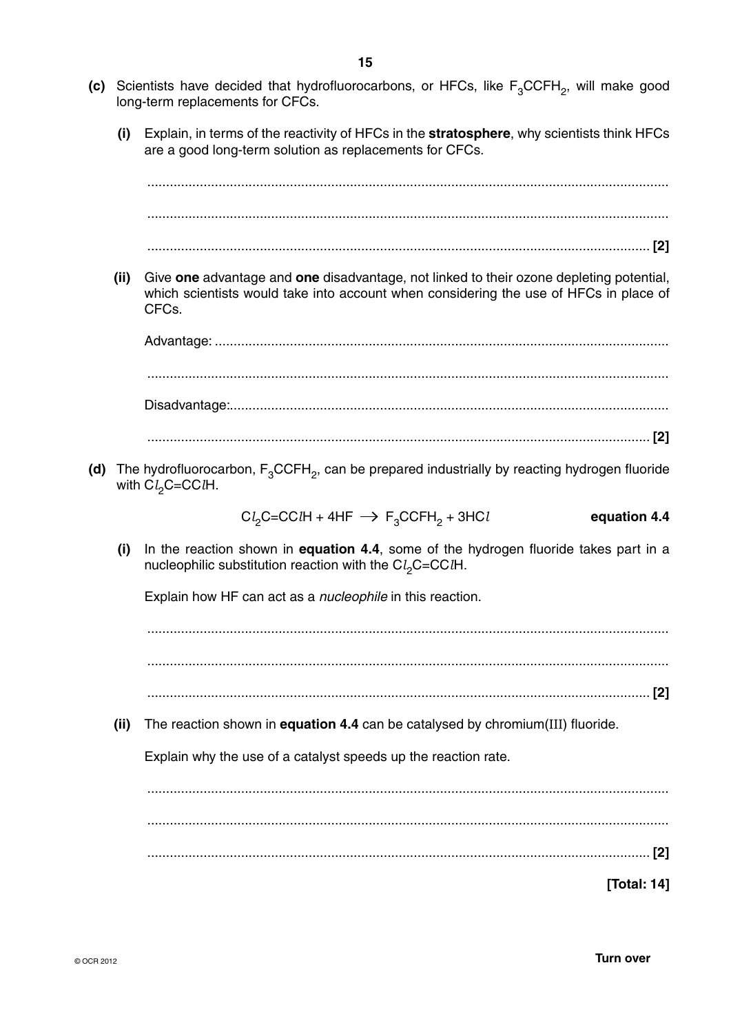**(c)** Scientists have decided that hydrofluorocarbons, or HFCs, like $F_3CCFH_2$, will make good long-term replacements for CFCs.

**(i)** Explain, in terms of the reactivity of HFCs in the **stratosphere**, why scientists think HFCs are a good long-term solution as replacements for CFCs.

..........................................................................................................................................

..........................................................................................................................................

.................................................................................................................................... **[2]**

**(ii)** Give **one** advantage and **one** disadvantage, not linked to their ozone depleting potential, which scientists would take into account when considering the use of HFCs in place of CFCs.

Advantage: ........................................................................................................................

..........................................................................................................................................

Disadvantage:....................................................................................................................

.................................................................................................................................... **[2]**

**(d)** The hydrofluorocarbon, $F_3CCFH_2$, can be prepared industrially by reacting hydrogen fluoride with $Cl_2C{=}CClH$.

$$Cl_2C{=}CClH + 4HF \rightarrow F_3CCFH_2 + 3HCl \qquad \textbf{equation 4.4}$$

**(i)** In the reaction shown in **equation 4.4**, some of the hydrogen fluoride takes part in a nucleophilic substitution reaction with the $Cl_2C{=}CClH$.

Explain how HF can act as a *nucleophile* in this reaction.

..........................................................................................................................................

..........................................................................................................................................

.................................................................................................................................... **[2]**

**(ii)** The reaction shown in **equation 4.4** can be catalysed by chromium(III) fluoride.

Explain why the use of a catalyst speeds up the reaction rate.

..........................................................................................................................................

..........................................................................................................................................

.................................................................................................................................... **[2]**

**[Total: 14]**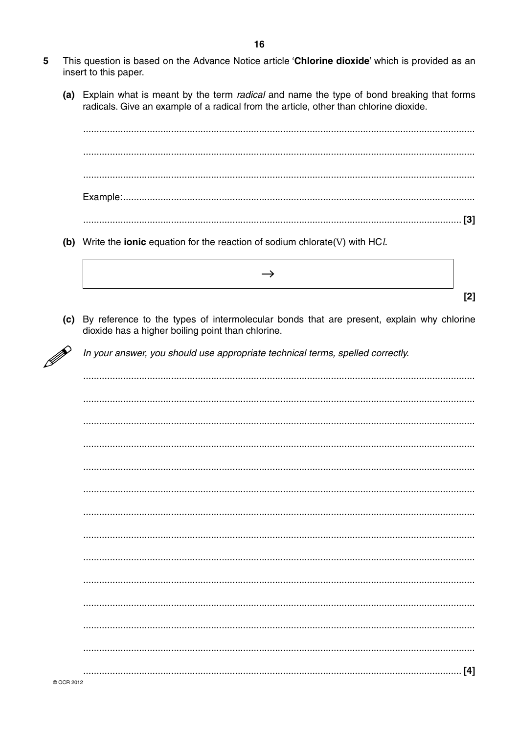**5** This question is based on the Advance Notice article '**Chlorine dioxide**' which is provided as an insert to this paper.

**(a)** Explain what is meant by the term *radical* and name the type of bond breaking that forms radicals. Give an example of a radical from the article, other than chlorine dioxide.

..................................................................................................................................................

..................................................................................................................................................

..................................................................................................................................................

Example:..................................................................................................................................

.................................................................................................................................................. **[3]**

**(b)** Write the **ionic** equation for the reaction of sodium chlorate(V) with HC*l*.

$\rightarrow$

**[2]**

**(c)** By reference to the types of intermolecular bonds that are present, explain why chlorine dioxide has a higher boiling point than chlorine.

*In your answer, you should use appropriate technical terms, spelled correctly.*

..................................................................................................................................................

..................................................................................................................................................

..................................................................................................................................................

..................................................................................................................................................

..................................................................................................................................................

..................................................................................................................................................

..................................................................................................................................................

..................................................................................................................................................

..................................................................................................................................................

..................................................................................................................................................

..................................................................................................................................................

..................................................................................................................................................

..................................................................................................................................................

.................................................................................................................................................. **[4]**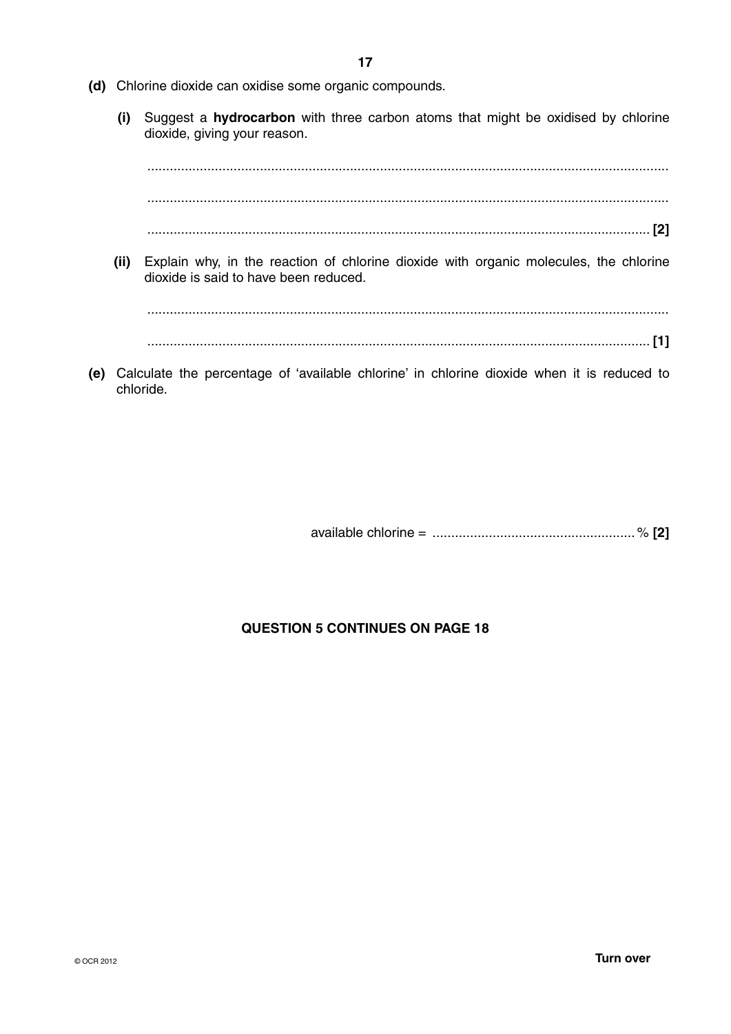**(d)** Chlorine dioxide can oxidise some organic compounds.

**(i)** Suggest a **hydrocarbon** with three carbon atoms that might be oxidised by chlorine dioxide, giving your reason.

.......................................................................................................................................

.......................................................................................................................................

....................................................................................................................................... **[2]**

**(ii)** Explain why, in the reaction of chlorine dioxide with organic molecules, the chlorine dioxide is said to have been reduced.

.......................................................................................................................................

....................................................................................................................................... **[1]**

**(e)** Calculate the percentage of 'available chlorine' in chlorine dioxide when it is reduced to chloride.

available chlorine = ...................................................... % **[2]**

**QUESTION 5 CONTINUES ON PAGE 18**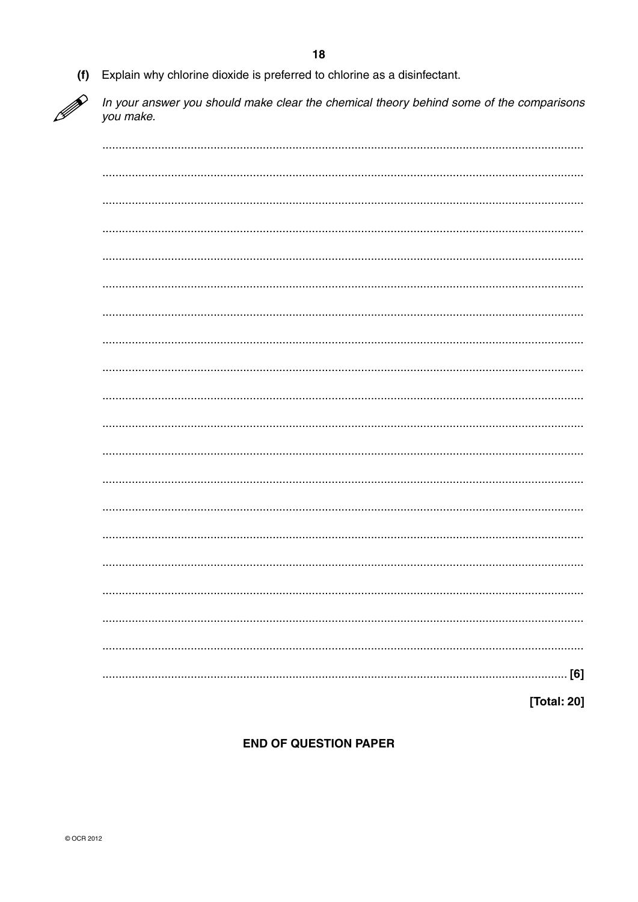(f) Explain why chlorine dioxide is preferred to chlorine as a disinfectant.

*In your answer you should make clear the chemical theory behind some of the comparisons you make.*

..........................................................................................................................................

..........................................................................................................................................

..........................................................................................................................................

..........................................................................................................................................

..........................................................................................................................................

..........................................................................................................................................

..........................................................................................................................................

..........................................................................................................................................

..........................................................................................................................................

..........................................................................................................................................

..........................................................................................................................................

..........................................................................................................................................

..........................................................................................................................................

..........................................................................................................................................

..........................................................................................................................................

..........................................................................................................................................

..........................................................................................................................................

..........................................................................................................................................

..........................................................................................................................................

.................................................................................................................................... [6]

**[Total: 20]**

**END OF QUESTION PAPER**

© OCR 2012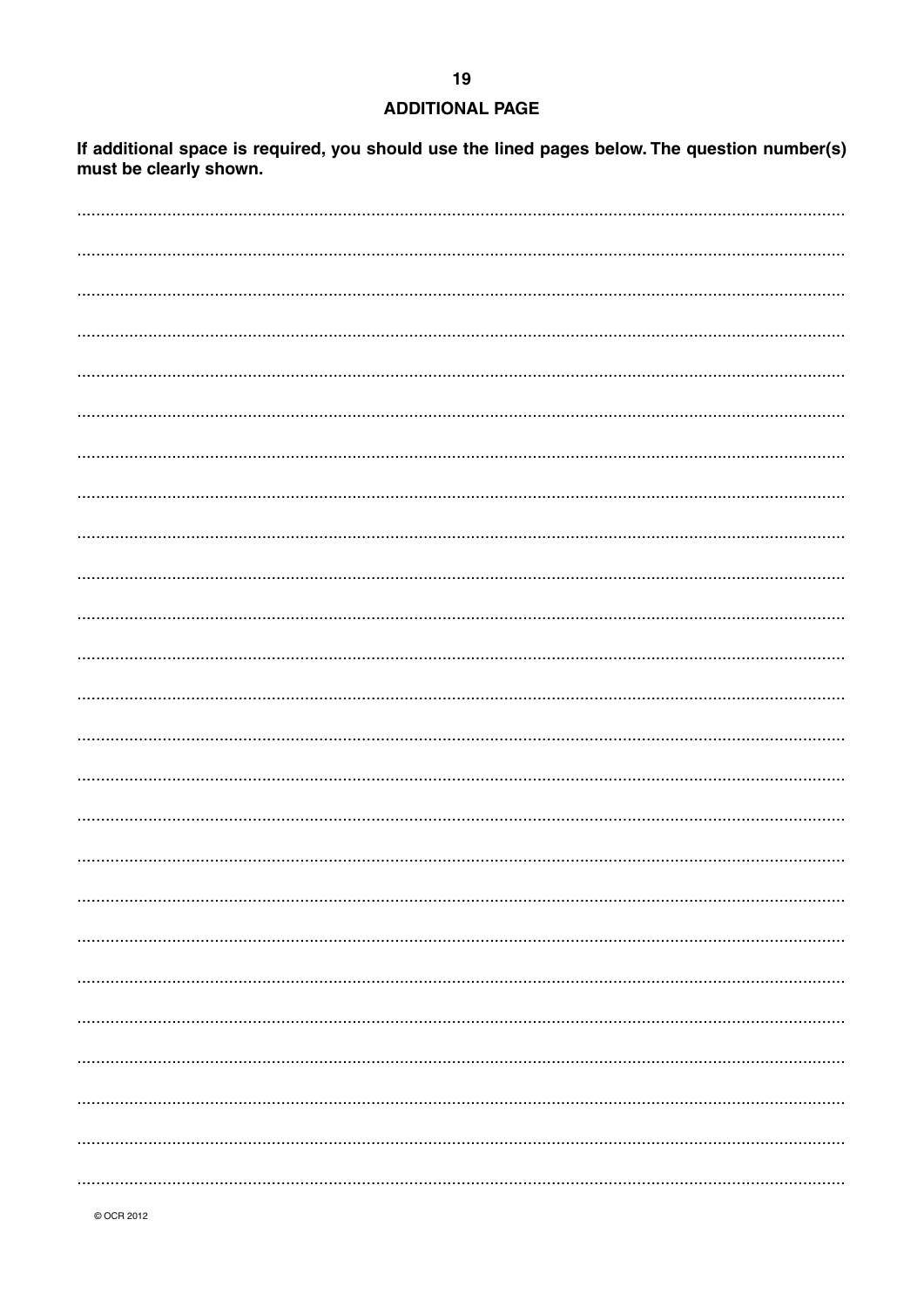## ADDITIONAL PAGE

**If additional space is required, you should use the lined pages below. The question number(s) must be clearly shown.**

© OCR 2012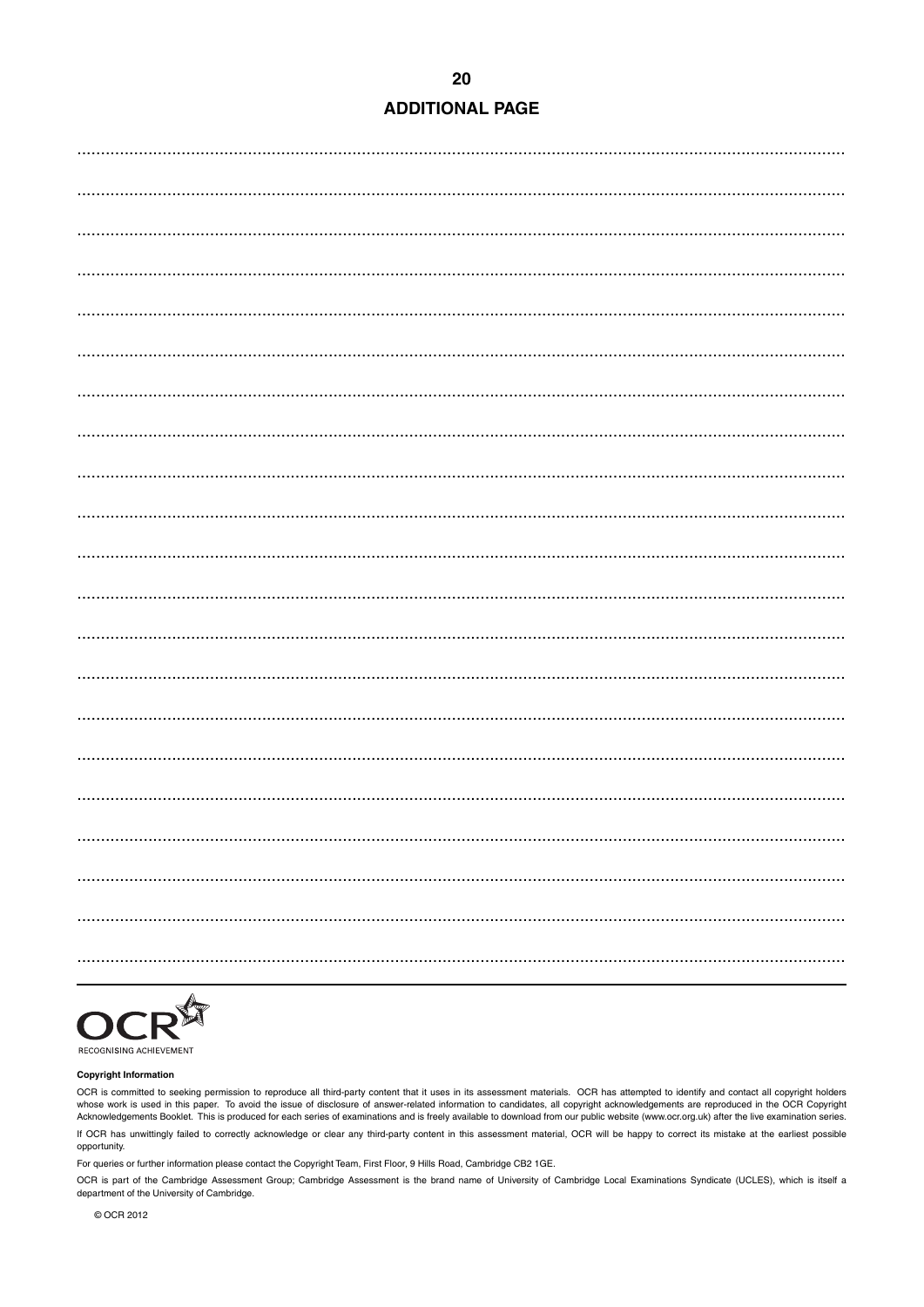## ADDITIONAL PAGE

OCR

RECOGNISING ACHIEVEMENT

**Copyright Information**

OCR is committed to seeking permission to reproduce all third-party content that it uses in its assessment materials. OCR has attempted to identify and contact all copyright holders whose work is used in this paper. To avoid the issue of disclosure of answer-related information to candidates, all copyright acknowledgements are reproduced in the OCR Copyright Acknowledgements Booklet. This is produced for each series of examinations and is freely available to download from our public website (www.ocr.org.uk) after the live examination series.

If OCR has unwittingly failed to correctly acknowledge or clear any third-party content in this assessment material, OCR will be happy to correct its mistake at the earliest possible opportunity.

For queries or further information please contact the Copyright Team, First Floor, 9 Hills Road, Cambridge CB2 1GE.

OCR is part of the Cambridge Assessment Group; Cambridge Assessment is the brand name of University of Cambridge Local Examinations Syndicate (UCLES), which is itself a department of the University of Cambridge.

© OCR 2012